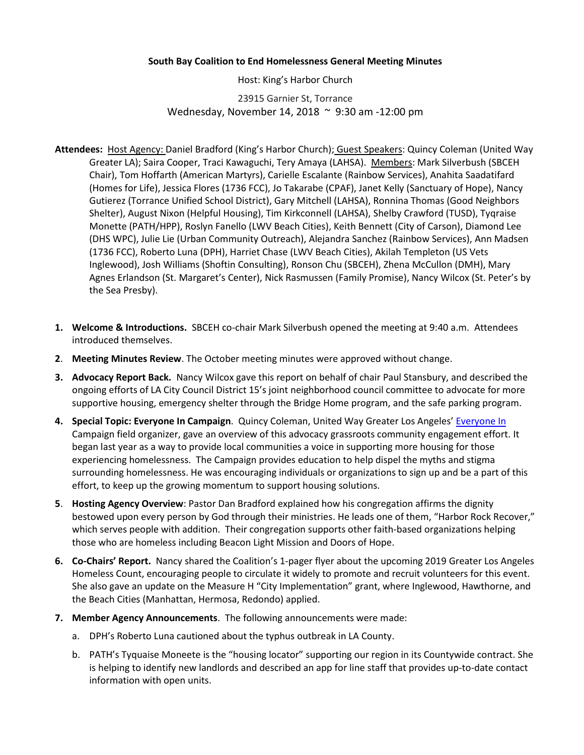**South Bay Coalition to End Homelessness General Meeting Minutes**

Host: King's Harbor Church

23915 Garnier St, Torrance

Wednesday, November 14, 2018 ~ 9:30 am -12:00 pm

**Attendees:** Host Agency: Daniel Bradford (King's Harbor Church); Guest Speakers: Quincy Coleman (United Way Greater LA); Saira Cooper, Traci Kawaguchi, Tery Amaya (LAHSA). Members: Mark Silverbush (SBCEH Chair), Tom Hoffarth (American Martyrs), Carielle Escalante (Rainbow Services), Anahita Saadatifard (Homes for Life), Jessica Flores (1736 FCC), Jo Takarabe (CPAF), Janet Kelly (Sanctuary of Hope), Nancy Gutierez (Torrance Unified School District), Gary Mitchell (LAHSA), Ronnina Thomas (Good Neighbors Shelter), August Nixon (Helpful Housing), Tim Kirkconnell (LAHSA), Shelby Crawford (TUSD), Tyqraise Monette (PATH/HPP), Roslyn Fanello (LWV Beach Cities), Keith Bennett (City of Carson), Diamond Lee (DHS WPC), Julie Lie (Urban Community Outreach), Alejandra Sanchez (Rainbow Services), Ann Madsen (1736 FCC), Roberto Luna (DPH), Harriet Chase (LWV Beach Cities), Akilah Templeton (US Vets Inglewood), Josh Williams (Shoftin Consulting), Ronson Chu (SBCEH), Zhena McCullon (DMH), Mary Agnes Erlandson (St. Margaret's Center), Nick Rasmussen (Family Promise), Nancy Wilcox (St. Peter's by the Sea Presby).

1. **Welcome & Introductions.** SBCEH co-chair Mark Silverbush opened the meeting at 9:40 a.m. Attendees introduced themselves.
2. **Meeting Minutes Review**. The October meeting minutes were approved without change.
3. **Advocacy Report Back.** Nancy Wilcox gave this report on behalf of chair Paul Stansbury, and described the ongoing efforts of LA City Council District 15's joint neighborhood council committee to advocate for more supportive housing, emergency shelter through the Bridge Home program, and the safe parking program.
4. **Special Topic: Everyone In Campaign**. Quincy Coleman, United Way Greater Los Angeles' Everyone In Campaign field organizer, gave an overview of this advocacy grassroots community engagement effort. It began last year as a way to provide local communities a voice in supporting more housing for those experiencing homelessness. The Campaign provides education to help dispel the myths and stigma surrounding homelessness. He was encouraging individuals or organizations to sign up and be a part of this effort, to keep up the growing momentum to support housing solutions.
5. **Hosting Agency Overview**: Pastor Dan Bradford explained how his congregation affirms the dignity bestowed upon every person by God through their ministries. He leads one of them, "Harbor Rock Recover," which serves people with addition. Their congregation supports other faith-based organizations helping those who are homeless including Beacon Light Mission and Doors of Hope.
6. **Co-Chairs' Report.** Nancy shared the Coalition's 1-pager flyer about the upcoming 2019 Greater Los Angeles Homeless Count, encouraging people to circulate it widely to promote and recruit volunteers for this event. She also gave an update on the Measure H "City Implementation" grant, where Inglewood, Hawthorne, and the Beach Cities (Manhattan, Hermosa, Redondo) applied.
7. **Member Agency Announcements**. The following announcements were made:
   a. DPH's Roberto Luna cautioned about the typhus outbreak in LA County.
   b. PATH's Tyquaise Moneete is the "housing locator" supporting our region in its Countywide contract. She is helping to identify new landlords and described an app for line staff that provides up-to-date contact information with open units.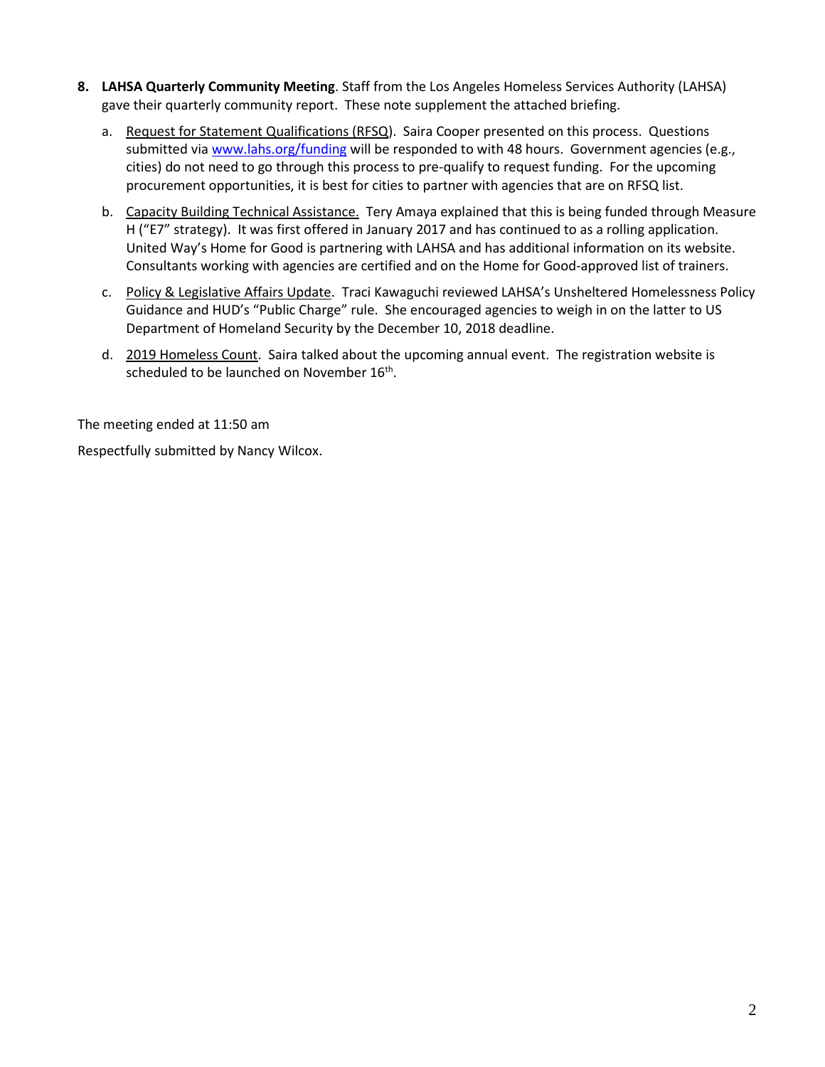8. **LAHSA Quarterly Community Meeting**. Staff from the Los Angeles Homeless Services Authority (LAHSA) gave their quarterly community report. These note supplement the attached briefing.

   a. Request for Statement Qualifications (RFSQ). Saira Cooper presented on this process. Questions submitted via www.lahs.org/funding will be responded to with 48 hours. Government agencies (e.g., cities) do not need to go through this process to pre-qualify to request funding. For the upcoming procurement opportunities, it is best for cities to partner with agencies that are on RFSQ list.

   b. Capacity Building Technical Assistance. Tery Amaya explained that this is being funded through Measure H ("E7" strategy). It was first offered in January 2017 and has continued to as a rolling application. United Way's Home for Good is partnering with LAHSA and has additional information on its website. Consultants working with agencies are certified and on the Home for Good-approved list of trainers.

   c. Policy & Legislative Affairs Update. Traci Kawaguchi reviewed LAHSA's Unsheltered Homelessness Policy Guidance and HUD's "Public Charge" rule. She encouraged agencies to weigh in on the latter to US Department of Homeland Security by the December 10, 2018 deadline.

   d. 2019 Homeless Count. Saira talked about the upcoming annual event. The registration website is scheduled to be launched on November 16th.

The meeting ended at 11:50 am

Respectfully submitted by Nancy Wilcox.